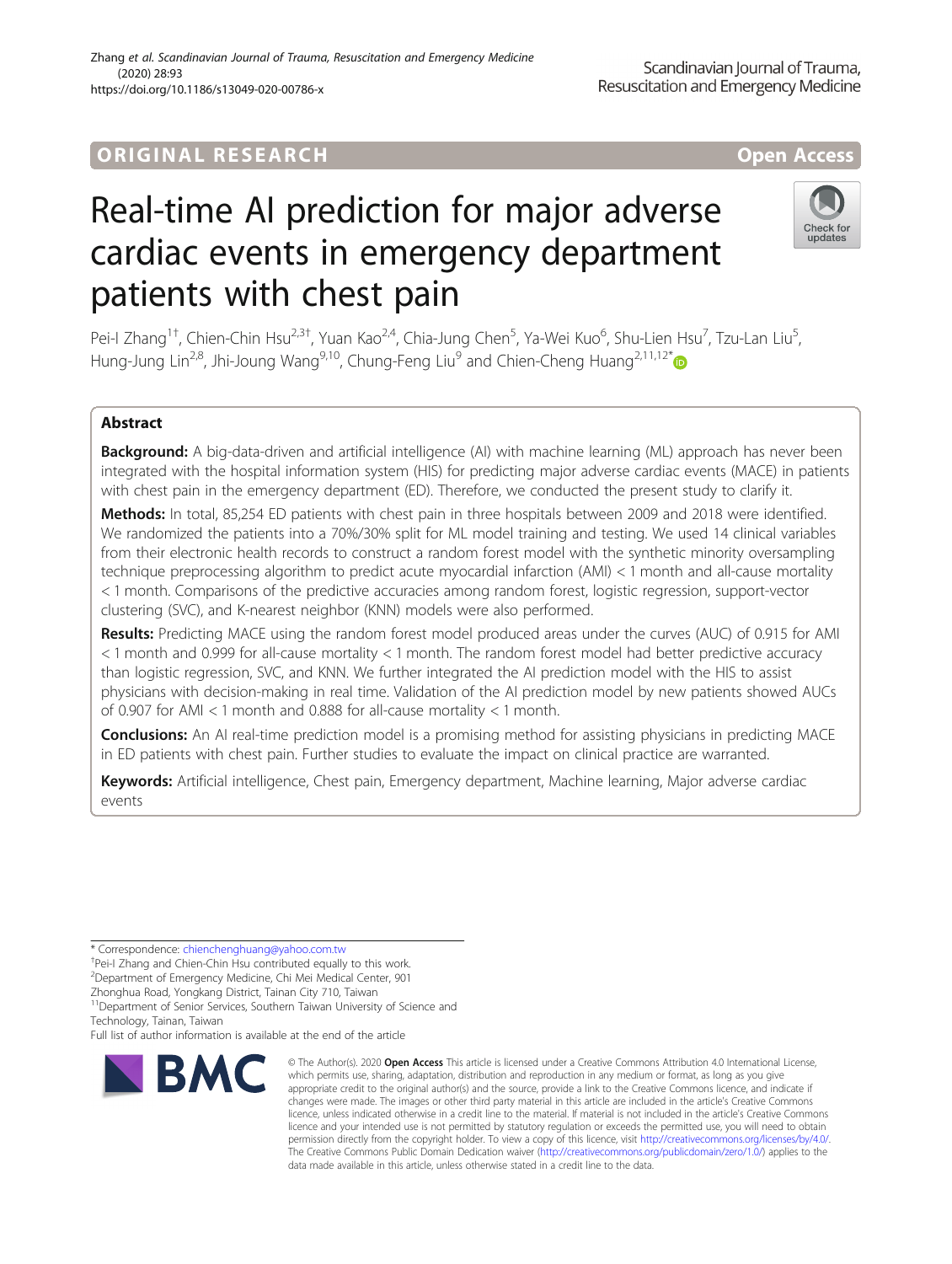ORIGINAL RESEARCH

Open Access

# Real-time AI prediction for major adverse cardiac events in emergency department patients with chest pain

Pei-I Zhang[1†], Chien-Chin Hsu[2,3†], Yuan Kao[2,4], Chia-Jung Chen[5], Ya-Wei Kuo[6], Shu-Lien Hsu[7], Tzu-Lan Liu[5], Hung-Jung Lin[2,8], Jhi-Joung Wang[9,10], Chung-Feng Liu[9] and Chien-Cheng Huang[2,11,12*]

## Abstract

**Background:** A big-data-driven and artificial intelligence (AI) with machine learning (ML) approach has never been integrated with the hospital information system (HIS) for predicting major adverse cardiac events (MACE) in patients with chest pain in the emergency department (ED). Therefore, we conducted the present study to clarify it.

**Methods:** In total, 85,254 ED patients with chest pain in three hospitals between 2009 and 2018 were identified. We randomized the patients into a 70%/30% split for ML model training and testing. We used 14 clinical variables from their electronic health records to construct a random forest model with the synthetic minority oversampling technique preprocessing algorithm to predict acute myocardial infarction (AMI) < 1 month and all-cause mortality < 1 month. Comparisons of the predictive accuracies among random forest, logistic regression, support-vector clustering (SVC), and K-nearest neighbor (KNN) models were also performed.

**Results:** Predicting MACE using the random forest model produced areas under the curves (AUC) of 0.915 for AMI < 1 month and 0.999 for all-cause mortality < 1 month. The random forest model had better predictive accuracy than logistic regression, SVC, and KNN. We further integrated the AI prediction model with the HIS to assist physicians with decision-making in real time. Validation of the AI prediction model by new patients showed AUCs of 0.907 for AMI < 1 month and 0.888 for all-cause mortality < 1 month.

**Conclusions:** An AI real-time prediction model is a promising method for assisting physicians in predicting MACE in ED patients with chest pain. Further studies to evaluate the impact on clinical practice are warranted.

**Keywords:** Artificial intelligence, Chest pain, Emergency department, Machine learning, Major adverse cardiac events

---

\* Correspondence: chienchenghuang@yahoo.com.tw

†Pei-I Zhang and Chien-Chin Hsu contributed equally to this work.

[2]Department of Emergency Medicine, Chi Mei Medical Center, 901 Zhonghua Road, Yongkang District, Tainan City 710, Taiwan

[11]Department of Senior Services, Southern Taiwan University of Science and Technology, Tainan, Taiwan

Full list of author information is available at the end of the article

© The Author(s). 2020 **Open Access** This article is licensed under a Creative Commons Attribution 4.0 International License, which permits use, sharing, adaptation, distribution and reproduction in any medium or format, as long as you give appropriate credit to the original author(s) and the source, provide a link to the Creative Commons licence, and indicate if changes were made. The images or other third party material in this article are included in the article's Creative Commons licence, unless indicated otherwise in a credit line to the material. If material is not included in the article's Creative Commons licence and your intended use is not permitted by statutory regulation or exceeds the permitted use, you will need to obtain permission directly from the copyright holder. To view a copy of this licence, visit http://creativecommons.org/licenses/by/4.0/. The Creative Commons Public Domain Dedication waiver (http://creativecommons.org/publicdomain/zero/1.0/) applies to the data made available in this article, unless otherwise stated in a credit line to the data.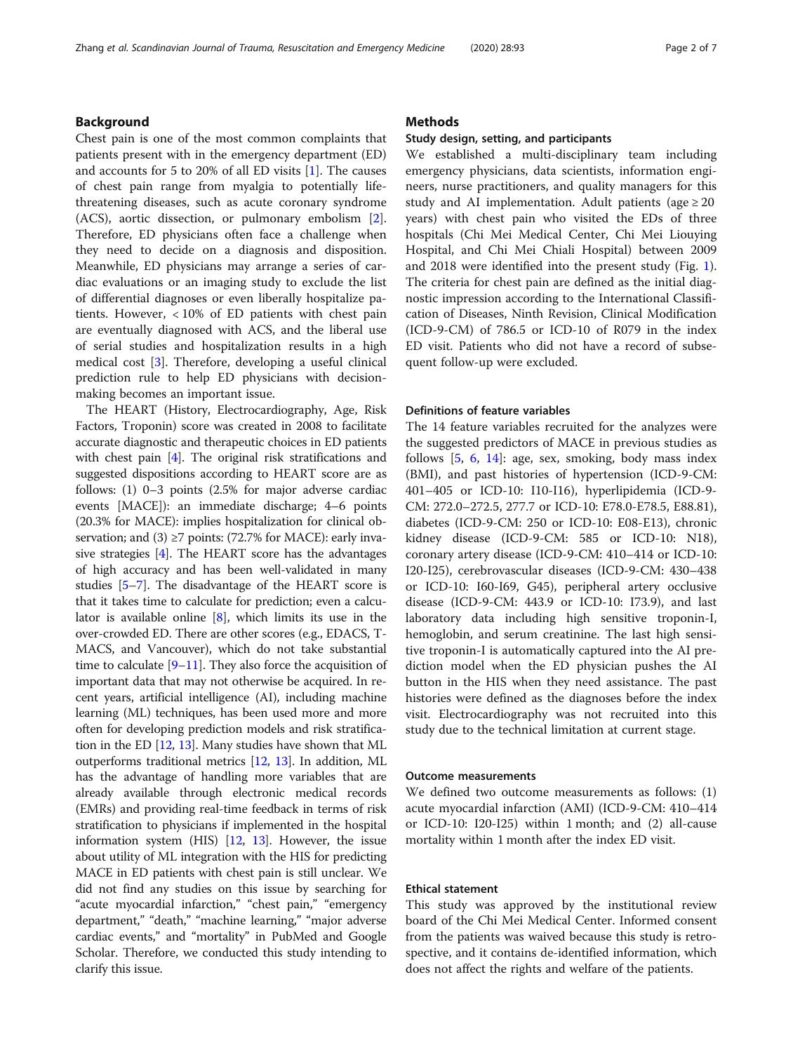## Background

Chest pain is one of the most common complaints that patients present with in the emergency department (ED) and accounts for 5 to 20% of all ED visits [1]. The causes of chest pain range from myalgia to potentially life-threatening diseases, such as acute coronary syndrome (ACS), aortic dissection, or pulmonary embolism [2]. Therefore, ED physicians often face a challenge when they need to decide on a diagnosis and disposition. Meanwhile, ED physicians may arrange a series of cardiac evaluations or an imaging study to exclude the list of differential diagnoses or even liberally hospitalize patients. However, < 10% of ED patients with chest pain are eventually diagnosed with ACS, and the liberal use of serial studies and hospitalization results in a high medical cost [3]. Therefore, developing a useful clinical prediction rule to help ED physicians with decision-making becomes an important issue.

The HEART (History, Electrocardiography, Age, Risk Factors, Troponin) score was created in 2008 to facilitate accurate diagnostic and therapeutic choices in ED patients with chest pain [4]. The original risk stratifications and suggested dispositions according to HEART score are as follows: (1) 0–3 points (2.5% for major adverse cardiac events [MACE]): an immediate discharge; 4–6 points (20.3% for MACE): implies hospitalization for clinical observation; and (3) ≥7 points: (72.7% for MACE): early invasive strategies [4]. The HEART score has the advantages of high accuracy and has been well-validated in many studies [5–7]. The disadvantage of the HEART score is that it takes time to calculate for prediction; even a calculator is available online [8], which limits its use in the over-crowded ED. There are other scores (e.g., EDACS, T-MACS, and Vancouver), which do not take substantial time to calculate [9–11]. They also force the acquisition of important data that may not otherwise be acquired. In recent years, artificial intelligence (AI), including machine learning (ML) techniques, has been used more and more often for developing prediction models and risk stratification in the ED [12, 13]. Many studies have shown that ML outperforms traditional metrics [12, 13]. In addition, ML has the advantage of handling more variables that are already available through electronic medical records (EMRs) and providing real-time feedback in terms of risk stratification to physicians if implemented in the hospital information system (HIS) [12, 13]. However, the issue about utility of ML integration with the HIS for predicting MACE in ED patients with chest pain is still unclear. We did not find any studies on this issue by searching for "acute myocardial infarction," "chest pain," "emergency department," "death," "machine learning," "major adverse cardiac events," and "mortality" in PubMed and Google Scholar. Therefore, we conducted this study intending to clarify this issue.

## Methods

### Study design, setting, and participants

We established a multi-disciplinary team including emergency physicians, data scientists, information engineers, nurse practitioners, and quality managers for this study and AI implementation. Adult patients (age ≥ 20 years) with chest pain who visited the EDs of three hospitals (Chi Mei Medical Center, Chi Mei Liouying Hospital, and Chi Mei Chiali Hospital) between 2009 and 2018 were identified into the present study (Fig. 1). The criteria for chest pain are defined as the initial diagnostic impression according to the International Classification of Diseases, Ninth Revision, Clinical Modification (ICD-9-CM) of 786.5 or ICD-10 of R079 in the index ED visit. Patients who did not have a record of subsequent follow-up were excluded.

### Definitions of feature variables

The 14 feature variables recruited for the analyzes were the suggested predictors of MACE in previous studies as follows [5, 6, 14]: age, sex, smoking, body mass index (BMI), and past histories of hypertension (ICD-9-CM: 401–405 or ICD-10: I10-I16), hyperlipidemia (ICD-9-CM: 272.0–272.5, 277.7 or ICD-10: E78.0-E78.5, E88.81), diabetes (ICD-9-CM: 250 or ICD-10: E08-E13), chronic kidney disease (ICD-9-CM: 585 or ICD-10: N18), coronary artery disease (ICD-9-CM: 410–414 or ICD-10: I20-I25), cerebrovascular diseases (ICD-9-CM: 430–438 or ICD-10: I60-I69, G45), peripheral artery occlusive disease (ICD-9-CM: 443.9 or ICD-10: I73.9), and last laboratory data including high sensitive troponin-I, hemoglobin, and serum creatinine. The last high sensitive troponin-I is automatically captured into the AI prediction model when the ED physician pushes the AI button in the HIS when they need assistance. The past histories were defined as the diagnoses before the index visit. Electrocardiography was not recruited into this study due to the technical limitation at current stage.

### Outcome measurements

We defined two outcome measurements as follows: (1) acute myocardial infarction (AMI) (ICD-9-CM: 410–414 or ICD-10: I20-I25) within 1 month; and (2) all-cause mortality within 1 month after the index ED visit.

### Ethical statement

This study was approved by the institutional review board of the Chi Mei Medical Center. Informed consent from the patients was waived because this study is retrospective, and it contains de-identified information, which does not affect the rights and welfare of the patients.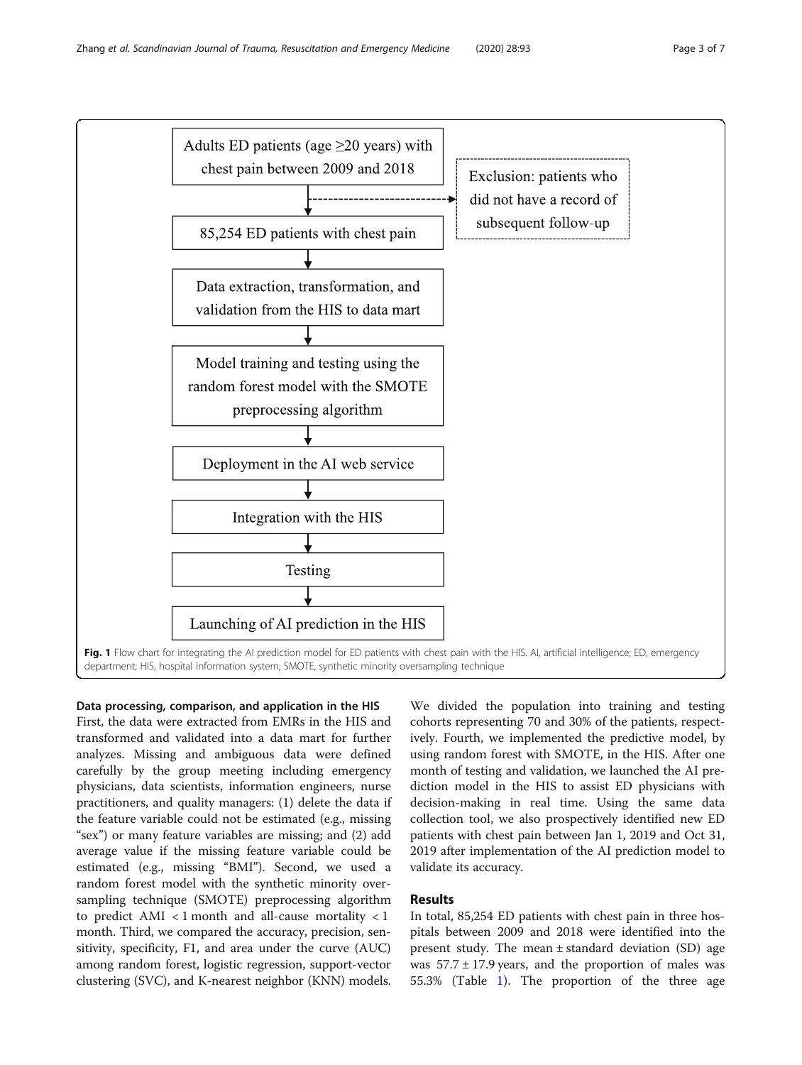Adults ED patients (age ≥20 years) with chest pain between 2009 and 2018

→ Exclusion: patients who did not have a record of subsequent follow-up

85,254 ED patients with chest pain

Data extraction, transformation, and validation from the HIS to data mart

Model training and testing using the random forest model with the SMOTE preprocessing algorithm

Deployment in the AI web service

Integration with the HIS

Testing

Launching of AI prediction in the HIS

**Fig. 1** Flow chart for integrating the AI prediction model for ED patients with chest pain with the HIS. AI, artificial intelligence; ED, emergency department; HIS, hospital information system; SMOTE, synthetic minority oversampling technique

### Data processing, comparison, and application in the HIS

First, the data were extracted from EMRs in the HIS and transformed and validated into a data mart for further analyzes. Missing and ambiguous data were defined carefully by the group meeting including emergency physicians, data scientists, information engineers, nurse practitioners, and quality managers: (1) delete the data if the feature variable could not be estimated (e.g., missing "sex") or many feature variables are missing; and (2) add average value if the missing feature variable could be estimated (e.g., missing "BMI"). Second, we used a random forest model with the synthetic minority oversampling technique (SMOTE) preprocessing algorithm to predict AMI < 1 month and all-cause mortality < 1 month. Third, we compared the accuracy, precision, sensitivity, specificity, F1, and area under the curve (AUC) among random forest, logistic regression, support-vector clustering (SVC), and K-nearest neighbor (KNN) models. We divided the population into training and testing cohorts representing 70 and 30% of the patients, respectively. Fourth, we implemented the predictive model, by using random forest with SMOTE, in the HIS. After one month of testing and validation, we launched the AI prediction model in the HIS to assist ED physicians with decision-making in real time. Using the same data collection tool, we also prospectively identified new ED patients with chest pain between Jan 1, 2019 and Oct 31, 2019 after implementation of the AI prediction model to validate its accuracy.

## Results

In total, 85,254 ED patients with chest pain in three hospitals between 2009 and 2018 were identified into the present study. The mean ± standard deviation (SD) age was 57.7 ± 17.9 years, and the proportion of males was 55.3% (Table 1). The proportion of the three age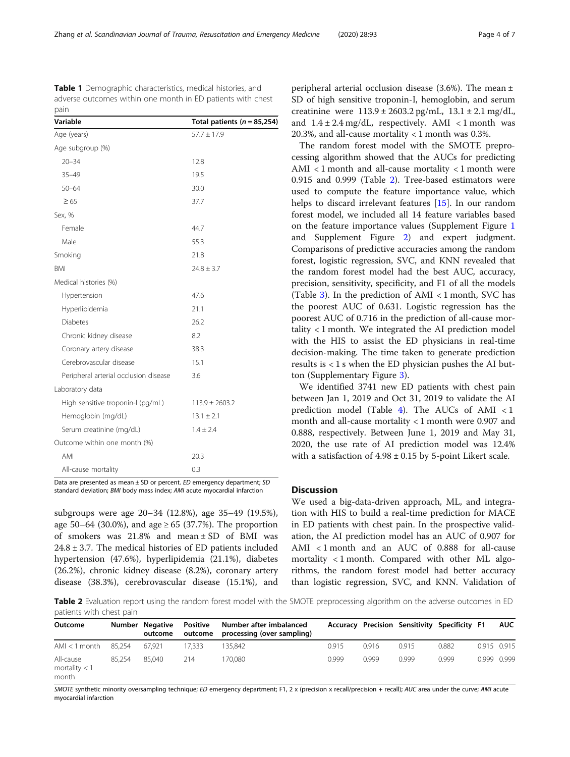**Table 1** Demographic characteristics, medical histories, and adverse outcomes within one month in ED patients with chest pain

| Variable | Total patients ($n = 85,254$) |
|---|---|
| Age (years) | 57.7 ± 17.9 |
| Age subgroup (%) | |
| 20–34 | 12.8 |
| 35–49 | 19.5 |
| 50–64 | 30.0 |
| ≥ 65 | 37.7 |
| Sex, % | |
| Female | 44.7 |
| Male | 55.3 |
| Smoking | 21.8 |
| BMI | 24.8 ± 3.7 |
| Medical histories (%) | |
| Hypertension | 47.6 |
| Hyperlipidemia | 21.1 |
| Diabetes | 26.2 |
| Chronic kidney disease | 8.2 |
| Coronary artery disease | 38.3 |
| Cerebrovascular disease | 15.1 |
| Peripheral arterial occlusion disease | 3.6 |
| Laboratory data | |
| High sensitive troponin-I (pg/mL) | 113.9 ± 2603.2 |
| Hemoglobin (mg/dL) | 13.1 ± 2.1 |
| Serum creatinine (mg/dL) | 1.4 ± 2.4 |
| Outcome within one month (%) | |
| AMI | 20.3 |
| All-cause mortality | 0.3 |

Data are presented as mean ± SD or percent. *ED* emergency department; *SD* standard deviation; *BMI* body mass index; *AMI* acute myocardial infarction

subgroups were age 20–34 (12.8%), age 35–49 (19.5%), age 50–64 (30.0%), and age ≥ 65 (37.7%). The proportion of smokers was 21.8% and mean ± SD of BMI was 24.8 ± 3.7. The medical histories of ED patients included hypertension (47.6%), hyperlipidemia (21.1%), diabetes (26.2%), chronic kidney disease (8.2%), coronary artery disease (38.3%), cerebrovascular disease (15.1%), and peripheral arterial occlusion disease (3.6%). The mean ± SD of high sensitive troponin-I, hemoglobin, and serum creatinine were 113.9 ± 2603.2 pg/mL, 13.1 ± 2.1 mg/dL, and 1.4 ± 2.4 mg/dL, respectively. AMI < 1 month was 20.3%, and all-cause mortality < 1 month was 0.3%.

The random forest model with the SMOTE preprocessing algorithm showed that the AUCs for predicting AMI < 1 month and all-cause mortality < 1 month were 0.915 and 0.999 (Table 2). Tree-based estimators were used to compute the feature importance value, which helps to discard irrelevant features [15]. In our random forest model, we included all 14 feature variables based on the feature importance values (Supplement Figure 1 and Supplement Figure 2) and expert judgment. Comparisons of predictive accuracies among the random forest, logistic regression, SVC, and KNN revealed that the random forest model had the best AUC, accuracy, precision, sensitivity, specificity, and F1 of all the models (Table 3). In the prediction of AMI < 1 month, SVC has the poorest AUC of 0.631. Logistic regression has the poorest AUC of 0.716 in the prediction of all-cause mortality < 1 month. We integrated the AI prediction model with the HIS to assist the ED physicians in real-time decision-making. The time taken to generate prediction results is < 1 s when the ED physician pushes the AI button (Supplementary Figure 3).

We identified 3741 new ED patients with chest pain between Jan 1, 2019 and Oct 31, 2019 to validate the AI prediction model (Table 4). The AUCs of AMI < 1 month and all-cause mortality < 1 month were 0.907 and 0.888, respectively. Between June 1, 2019 and May 31, 2020, the use rate of AI prediction model was 12.4% with a satisfaction of 4.98 ± 0.15 by 5-point Likert scale.

## Discussion

We used a big-data-driven approach, ML, and integration with HIS to build a real-time prediction for MACE in ED patients with chest pain. In the prospective validation, the AI prediction model has an AUC of 0.907 for AMI < 1 month and an AUC of 0.888 for all-cause mortality < 1 month. Compared with other ML algorithms, the random forest model had better accuracy than logistic regression, SVC, and KNN. Validation of

**Table 2** Evaluation report using the random forest model with the SMOTE preprocessing algorithm on the adverse outcomes in ED patients with chest pain

| Outcome | Number | Negative outcome | Positive outcome | Number after imbalanced processing (over sampling) | Accuracy | Precision | Sensitivity | Specificity | F1 | AUC |
|---|---|---|---|---|---|---|---|---|---|---|
| AMI < 1 month | 85,254 | 67,921 | 17,333 | 135,842 | 0.915 | 0.916 | 0.915 | 0.882 | 0.915 | 0.915 |
| All-cause mortality < 1 month | 85,254 | 85,040 | 214 | 170,080 | 0.999 | 0.999 | 0.999 | 0.999 | 0.999 | 0.999 |

*SMOTE* synthetic minority oversampling technique; *ED* emergency department; F1, 2 x (precision x recall/precision + recall); *AUC* area under the curve; *AMI* acute myocardial infarction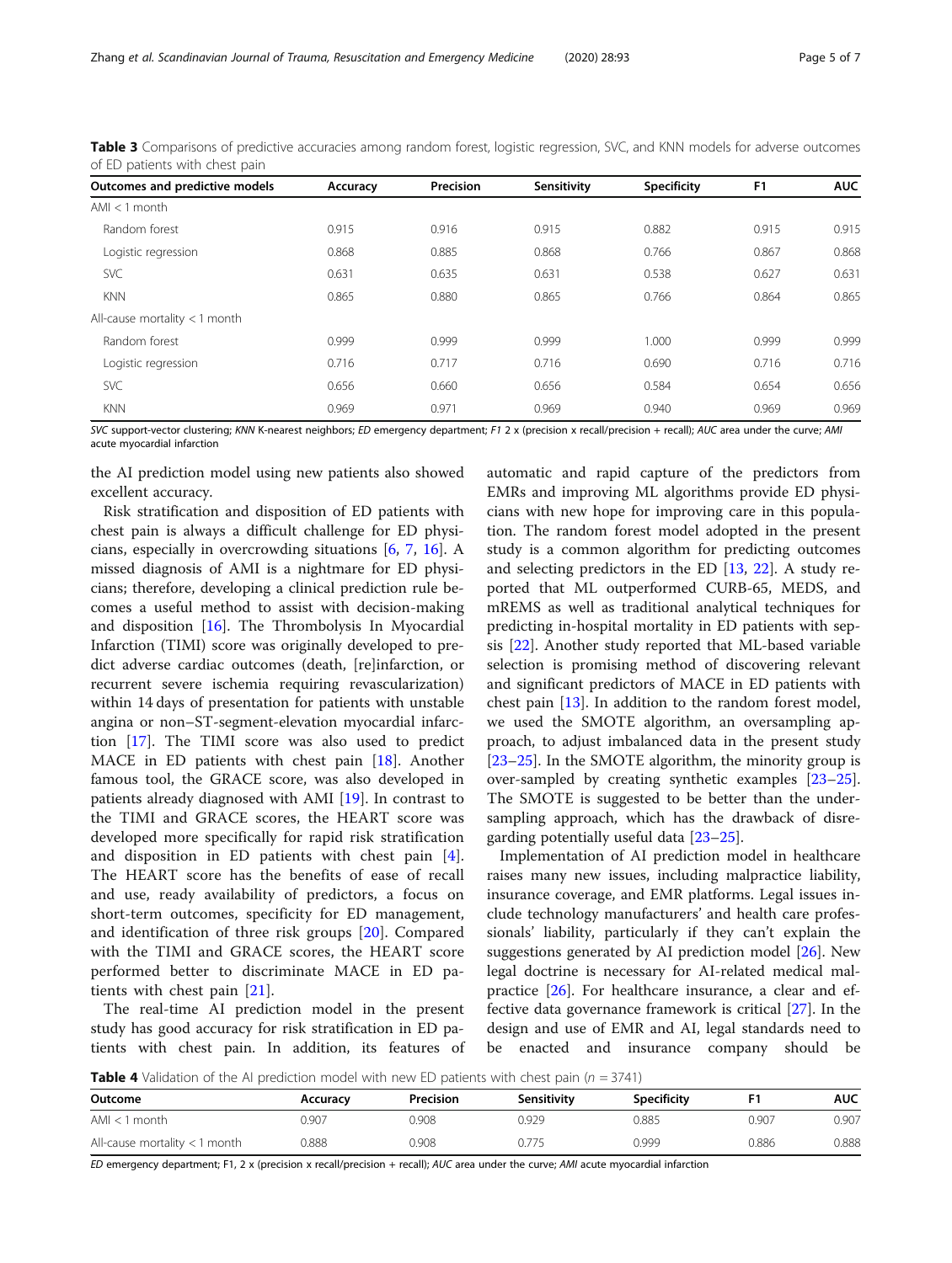**Table 3** Comparisons of predictive accuracies among random forest, logistic regression, SVC, and KNN models for adverse outcomes of ED patients with chest pain

| Outcomes and predictive models | Accuracy | Precision | Sensitivity | Specificity | F1 | AUC |
|---|---|---|---|---|---|---|
| AMI < 1 month | | | | | | |
| Random forest | 0.915 | 0.916 | 0.915 | 0.882 | 0.915 | 0.915 |
| Logistic regression | 0.868 | 0.885 | 0.868 | 0.766 | 0.867 | 0.868 |
| SVC | 0.631 | 0.635 | 0.631 | 0.538 | 0.627 | 0.631 |
| KNN | 0.865 | 0.880 | 0.865 | 0.766 | 0.864 | 0.865 |
| All-cause mortality < 1 month | | | | | | |
| Random forest | 0.999 | 0.999 | 0.999 | 1.000 | 0.999 | 0.999 |
| Logistic regression | 0.716 | 0.717 | 0.716 | 0.690 | 0.716 | 0.716 |
| SVC | 0.656 | 0.660 | 0.656 | 0.584 | 0.654 | 0.656 |
| KNN | 0.969 | 0.971 | 0.969 | 0.940 | 0.969 | 0.969 |

*SVC* support-vector clustering; *KNN* K-nearest neighbors; *ED* emergency department; *F1* 2 x (precision x recall/precision + recall); *AUC* area under the curve; *AMI* acute myocardial infarction

the AI prediction model using new patients also showed excellent accuracy.

Risk stratification and disposition of ED patients with chest pain is always a difficult challenge for ED physicians, especially in overcrowding situations [6, 7, 16]. A missed diagnosis of AMI is a nightmare for ED physicians; therefore, developing a clinical prediction rule becomes a useful method to assist with decision-making and disposition [16]. The Thrombolysis In Myocardial Infarction (TIMI) score was originally developed to predict adverse cardiac outcomes (death, [re]infarction, or recurrent severe ischemia requiring revascularization) within 14 days of presentation for patients with unstable angina or non–ST-segment-elevation myocardial infarction [17]. The TIMI score was also used to predict MACE in ED patients with chest pain [18]. Another famous tool, the GRACE score, was also developed in patients already diagnosed with AMI [19]. In contrast to the TIMI and GRACE scores, the HEART score was developed more specifically for rapid risk stratification and disposition in ED patients with chest pain [4]. The HEART score has the benefits of ease of recall and use, ready availability of predictors, a focus on short-term outcomes, specificity for ED management, and identification of three risk groups [20]. Compared with the TIMI and GRACE scores, the HEART score performed better to discriminate MACE in ED patients with chest pain [21].

The real-time AI prediction model in the present study has good accuracy for risk stratification in ED patients with chest pain. In addition, its features of automatic and rapid capture of the predictors from EMRs and improving ML algorithms provide ED physicians with new hope for improving care in this population. The random forest model adopted in the present study is a common algorithm for predicting outcomes and selecting predictors in the ED [13, 22]. A study reported that ML outperformed CURB-65, MEDS, and mREMS as well as traditional analytical techniques for predicting in-hospital mortality in ED patients with sepsis [22]. Another study reported that ML-based variable selection is promising method of discovering relevant and significant predictors of MACE in ED patients with chest pain [13]. In addition to the random forest model, we used the SMOTE algorithm, an oversampling approach, to adjust imbalanced data in the present study [23–25]. In the SMOTE algorithm, the minority group is over-sampled by creating synthetic examples [23–25]. The SMOTE is suggested to be better than the undersampling approach, which has the drawback of disregarding potentially useful data [23–25].

Implementation of AI prediction model in healthcare raises many new issues, including malpractice liability, insurance coverage, and EMR platforms. Legal issues include technology manufacturers' and health care professionals' liability, particularly if they can't explain the suggestions generated by AI prediction model [26]. New legal doctrine is necessary for AI-related medical malpractice [26]. For healthcare insurance, a clear and effective data governance framework is critical [27]. In the design and use of EMR and AI, legal standards need to be enacted and insurance company should be

**Table 4** Validation of the AI prediction model with new ED patients with chest pain (*n* = 3741)

| Outcome | Accuracy | Precision | Sensitivity | Specificity | F1 | AUC |
|---|---|---|---|---|---|---|
| AMI < 1 month | 0.907 | 0.908 | 0.929 | 0.885 | 0.907 | 0.907 |
| All-cause mortality < 1 month | 0.888 | 0.908 | 0.775 | 0.999 | 0.886 | 0.888 |

*ED* emergency department; F1, 2 x (precision x recall/precision + recall); *AUC* area under the curve; *AMI* acute myocardial infarction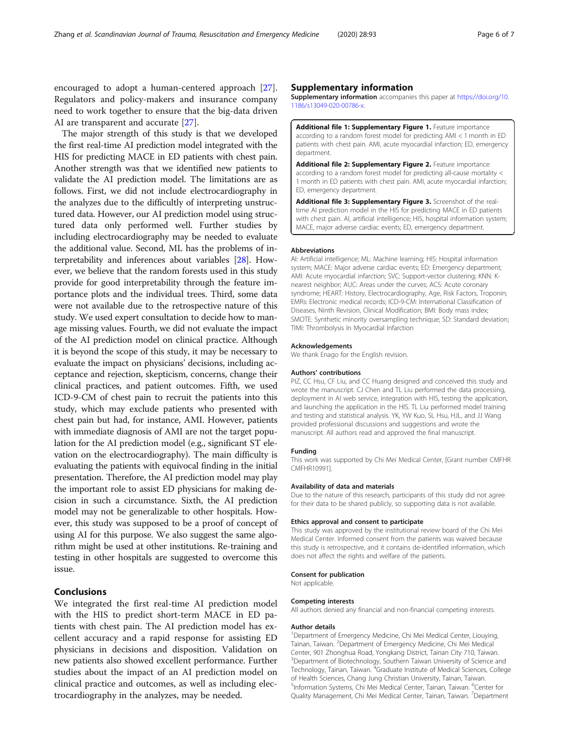encouraged to adopt a human-centered approach [27]. Regulators and policy-makers and insurance company need to work together to ensure that the big-data driven AI are transparent and accurate [27].

The major strength of this study is that we developed the first real-time AI prediction model integrated with the HIS for predicting MACE in ED patients with chest pain. Another strength was that we identified new patients to validate the AI prediction model. The limitations are as follows. First, we did not include electrocardiography in the analyzes due to the difficultly of interpreting unstructured data. However, our AI prediction model using structured data only performed well. Further studies by including electrocardiography may be needed to evaluate the additional value. Second, ML has the problems of interpretability and inferences about variables [28]. However, we believe that the random forests used in this study provide for good interpretability through the feature importance plots and the individual trees. Third, some data were not available due to the retrospective nature of this study. We used expert consultation to decide how to manage missing values. Fourth, we did not evaluate the impact of the AI prediction model on clinical practice. Although it is beyond the scope of this study, it may be necessary to evaluate the impact on physicians' decisions, including acceptance and rejection, skepticism, concerns, change their clinical practices, and patient outcomes. Fifth, we used ICD-9-CM of chest pain to recruit the patients into this study, which may exclude patients who presented with chest pain but had, for instance, AMI. However, patients with immediate diagnosis of AMI are not the target population for the AI prediction model (e.g., significant ST elevation on the electrocardiography). The main difficulty is evaluating the patients with equivocal finding in the initial presentation. Therefore, the AI prediction model may play the important role to assist ED physicians for making decision in such a circumstance. Sixth, the AI prediction model may not be generalizable to other hospitals. However, this study was supposed to be a proof of concept of using AI for this purpose. We also suggest the same algorithm might be used at other institutions. Re-training and testing in other hospitals are suggested to overcome this issue.

## Conclusions

We integrated the first real-time AI prediction model with the HIS to predict short-term MACE in ED patients with chest pain. The AI prediction model has excellent accuracy and a rapid response for assisting ED physicians in decisions and disposition. Validation on new patients also showed excellent performance. Further studies about the impact of an AI prediction model on clinical practice and outcomes, as well as including electrocardiography in the analyzes, may be needed.

## Supplementary information

**Supplementary information** accompanies this paper at https://doi.org/10.1186/s13049-020-00786-x.

**Additional file 1: Supplementary Figure 1.** Feature importance according to a random forest model for predicting AMI < 1 month in ED patients with chest pain. AMI, acute myocardial infarction; ED, emergency department.

**Additional file 2: Supplementary Figure 2.** Feature importance according to a random forest model for predicting all-cause mortality < 1 month in ED patients with chest pain. AMI, acute myocardial infarction; ED, emergency department.

**Additional file 3: Supplementary Figure 3.** Screenshot of the real-time AI prediction model in the HIS for predicting MACE in ED patients with chest pain. AI, artificial intelligence; HIS, hospital information system; MACE, major adverse cardiac events; ED, emergency department.

#### Abbreviations

AI: Artificial intelligence; ML: Machine learning; HIS: Hospital information system; MACE: Major adverse cardiac events; ED: Emergency department; AMI: Acute myocardial infarction; SVC: Support-vector clustering; KNN: K-nearest neighbor; AUC: Areas under the curves; ACS: Acute coronary syndrome; HEART: History, Electrocardiography, Age, Risk Factors, Troponin; EMRs: Electronic medical records; ICD-9-CM: International Classification of Diseases, Ninth Revision, Clinical Modification; BMI: Body mass index; SMOTE: Synthetic minority oversampling technique; SD: Standard deviation; TIMI: Thrombolysis In Myocardial Infarction

#### Acknowledgements

We thank Enago for the English revision.

#### Authors' contributions

PIZ, CC Hsu, CF Liu, and CC Huang designed and conceived this study and wrote the manuscript. CJ Chen and TL Liu performed the data processing, deployment in AI web service, integration with HIS, testing the application, and launching the application in the HIS. TL Liu performed model training and testing and statistical analysis. YK, YW Kuo, SL Hsu, HJL, and JJ Wang provided professional discussions and suggestions and wrote the manuscript. All authors read and approved the final manuscript.

#### Funding

This work was supported by Chi Mei Medical Center, [Grant number CMFHR CMFHR10991].

#### Availability of data and materials

Due to the nature of this research, participants of this study did not agree for their data to be shared publicly, so supporting data is not available.

#### Ethics approval and consent to participate

This study was approved by the institutional review board of the Chi Mei Medical Center. Informed consent from the patients was waived because this study is retrospective, and it contains de-identified information, which does not affect the rights and welfare of the patients.

#### Consent for publication

Not applicable.

#### Competing interests

All authors denied any financial and non-financial competing interests.

#### Author details

[1]Department of Emergency Medicine, Chi Mei Medical Center, Liouying, Tainan, Taiwan. [2]Department of Emergency Medicine, Chi Mei Medical Center, 901 Zhonghua Road, Yongkang District, Tainan City 710, Taiwan. [3]Department of Biotechnology, Southern Taiwan University of Science and Technology, Tainan, Taiwan. [4]Graduate Institute of Medical Sciences, College of Health Sciences, Chang Jung Christian University, Tainan, Taiwan. [5]Information Systems, Chi Mei Medical Center, Tainan, Taiwan. [6]Center for Quality Management, Chi Mei Medical Center, Tainan, Taiwan. [7]Department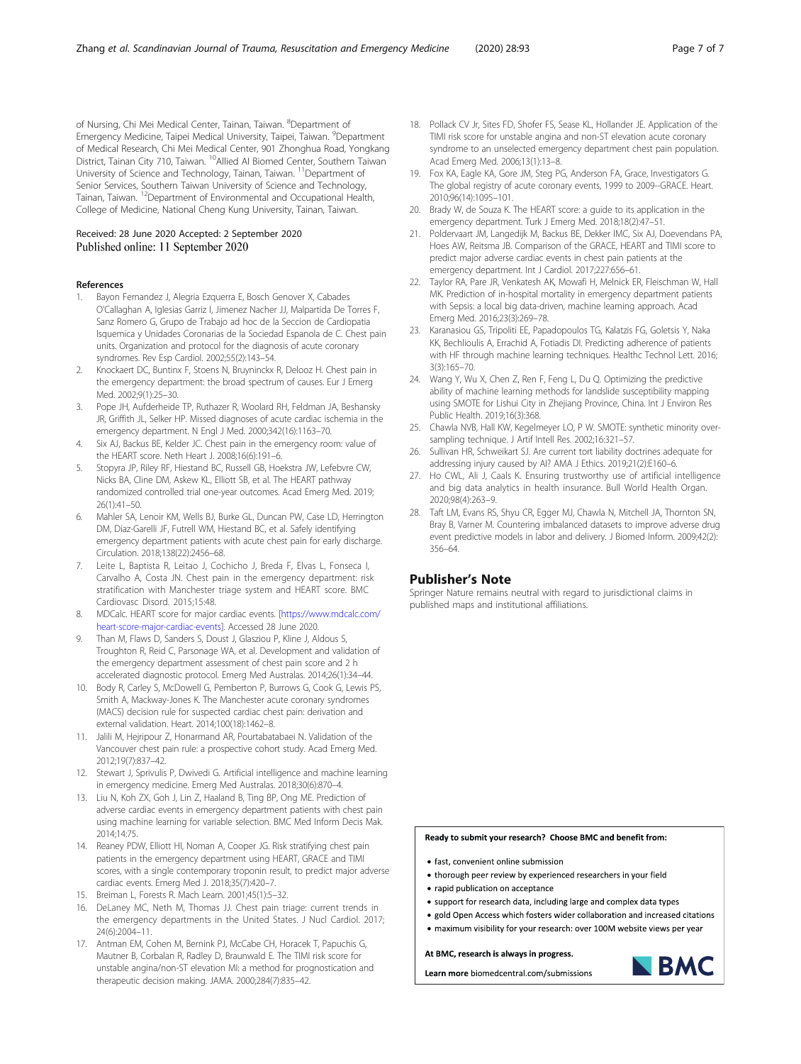of Nursing, Chi Mei Medical Center, Tainan, Taiwan. [8]Department of Emergency Medicine, Taipei Medical University, Taipei, Taiwan. [9]Department of Medical Research, Chi Mei Medical Center, 901 Zhonghua Road, Yongkang District, Tainan City 710, Taiwan. [10]Allied AI Biomed Center, Southern Taiwan University of Science and Technology, Tainan, Taiwan. [11]Department of Senior Services, Southern Taiwan University of Science and Technology, Tainan, Taiwan. [12]Department of Environmental and Occupational Health, College of Medicine, National Cheng Kung University, Tainan, Taiwan.

Received: 28 June 2020 Accepted: 2 September 2020
Published online: 11 September 2020

## References

1. Bayon Fernandez J, Alegria Ezquerra E, Bosch Genover X, Cabades O'Callaghan A, Iglesias Garriz I, Jimenez Nacher JJ, Malpartida De Torres F, Sanz Romero G, Grupo de Trabajo ad hoc de la Seccion de Cardiopatia Isquemica y Unidades Coronarias de la Sociedad Espanola de C. Chest pain units. Organization and protocol for the diagnosis of acute coronary syndromes. Rev Esp Cardiol. 2002;55(2):143–54.
2. Knockaert DC, Buntinx F, Stoens N, Bruyninckx R, Delooz H. Chest pain in the emergency department: the broad spectrum of causes. Eur J Emerg Med. 2002;9(1):25–30.
3. Pope JH, Aufderheide TP, Ruthazer R, Woolard RH, Feldman JA, Beshansky JR, Griffith JL, Selker HP. Missed diagnoses of acute cardiac ischemia in the emergency department. N Engl J Med. 2000;342(16):1163–70.
4. Six AJ, Backus BE, Kelder JC. Chest pain in the emergency room: value of the HEART score. Neth Heart J. 2008;16(6):191–6.
5. Stopyra JP, Riley RF, Hiestand BC, Russell GB, Hoekstra JW, Lefebvre CW, Nicks BA, Cline DM, Askew KL, Elliott SB, et al. The HEART pathway randomized controlled trial one-year outcomes. Acad Emerg Med. 2019; 26(1):41–50.
6. Mahler SA, Lenoir KM, Wells BJ, Burke GL, Duncan PW, Case LD, Herrington DM, Diaz-Garelli JF, Futrell WM, Hiestand BC, et al. Safely identifying emergency department patients with acute chest pain for early discharge. Circulation. 2018;138(22):2456–68.
7. Leite L, Baptista R, Leitao J, Cochicho J, Breda F, Elvas L, Fonseca I, Carvalho A, Costa JN. Chest pain in the emergency department: risk stratification with Manchester triage system and HEART score. BMC Cardiovasc Disord. 2015;15:48.
8. MDCalc. HEART score for major cardiac events. [https://www.mdcalc.com/heart-score-major-cardiac-events]. Accessed 28 June 2020.
9. Than M, Flaws D, Sanders S, Doust J, Glasziou P, Kline J, Aldous S, Troughton R, Reid C, Parsonage WA, et al. Development and validation of the emergency department assessment of chest pain score and 2 h accelerated diagnostic protocol. Emerg Med Australas. 2014;26(1):34–44.
10. Body R, Carley S, McDowell G, Pemberton P, Burrows G, Cook G, Lewis PS, Smith A, Mackway-Jones K. The Manchester acute coronary syndromes (MACS) decision rule for suspected cardiac chest pain: derivation and external validation. Heart. 2014;100(18):1462–8.
11. Jalili M, Hejripour Z, Honarmand AR, Pourtabatabaei N. Validation of the Vancouver chest pain rule: a prospective cohort study. Acad Emerg Med. 2012;19(7):837–42.
12. Stewart J, Sprivulis P, Dwivedi G. Artificial intelligence and machine learning in emergency medicine. Emerg Med Australas. 2018;30(6):870–4.
13. Liu N, Koh ZX, Goh J, Lin Z, Haaland B, Ting BP, Ong ME. Prediction of adverse cardiac events in emergency department patients with chest pain using machine learning for variable selection. BMC Med Inform Decis Mak. 2014;14:75.
14. Reaney PDW, Elliott HI, Noman A, Cooper JG. Risk stratifying chest pain patients in the emergency department using HEART, GRACE and TIMI scores, with a single contemporary troponin result, to predict major adverse cardiac events. Emerg Med J. 2018;35(7):420–7.
15. Breiman L, Forests R. Mach Learn. 2001;45(1):5–32.
16. DeLaney MC, Neth M, Thomas JJ. Chest pain triage: current trends in the emergency departments in the United States. J Nucl Cardiol. 2017; 24(6):2004–11.
17. Antman EM, Cohen M, Bernink PJ, McCabe CH, Horacek T, Papuchis G, Mautner B, Corbalan R, Radley D, Braunwald E. The TIMI risk score for unstable angina/non-ST elevation MI: a method for prognostication and therapeutic decision making. JAMA. 2000;284(7):835–42.
18. Pollack CV Jr, Sites FD, Shofer FS, Sease KL, Hollander JE. Application of the TIMI risk score for unstable angina and non-ST elevation acute coronary syndrome to an unselected emergency department chest pain population. Acad Emerg Med. 2006;13(1):13–8.
19. Fox KA, Eagle KA, Gore JM, Steg PG, Anderson FA, Grace, Investigators G. The global registry of acute coronary events, 1999 to 2009--GRACE. Heart. 2010;96(14):1095–101.
20. Brady W, de Souza K. The HEART score: a guide to its application in the emergency department. Turk J Emerg Med. 2018;18(2):47–51.
21. Poldervaart JM, Langedijk M, Backus BE, Dekker IMC, Six AJ, Doevendans PA, Hoes AW, Reitsma JB. Comparison of the GRACE, HEART and TIMI score to predict major adverse cardiac events in chest pain patients at the emergency department. Int J Cardiol. 2017;227:656–61.
22. Taylor RA, Pare JR, Venkatesh AK, Mowafi H, Melnick ER, Fleischman W, Hall MK. Prediction of in-hospital mortality in emergency department patients with Sepsis: a local big data-driven, machine learning approach. Acad Emerg Med. 2016;23(3):269–78.
23. Karanasiou GS, Tripoliti EE, Papadopoulos TG, Kalatzis FG, Goletsis Y, Naka KK, Bechlioulis A, Errachid A, Fotiadis DI. Predicting adherence of patients with HF through machine learning techniques. Healthc Technol Lett. 2016; 3(3):165–70.
24. Wang Y, Wu X, Chen Z, Ren F, Feng L, Du Q. Optimizing the predictive ability of machine learning methods for landslide susceptibility mapping using SMOTE for Lishui City in Zhejiang Province, China. Int J Environ Res Public Health. 2019;16(3):368.
25. Chawla NVB, Hall KW, Kegelmeyer LO, P W. SMOTE: synthetic minority over-sampling technique. J Artif Intell Res. 2002;16:321–57.
26. Sullivan HR, Schweikart SJ. Are current tort liability doctrines adequate for addressing injury caused by AI? AMA J Ethics. 2019;21(2):E160–6.
27. Ho CWL, Ali J, Caals K. Ensuring trustworthy use of artificial intelligence and big data analytics in health insurance. Bull World Health Organ. 2020;98(4):263–9.
28. Taft LM, Evans RS, Shyu CR, Egger MJ, Chawla N, Mitchell JA, Thornton SN, Bray B, Varner M. Countering imbalanced datasets to improve adverse drug event predictive models in labor and delivery. J Biomed Inform. 2009;42(2): 356–64.

## Publisher's Note

Springer Nature remains neutral with regard to jurisdictional claims in published maps and institutional affiliations.

**Ready to submit your research? Choose BMC and benefit from:**

- fast, convenient online submission
- thorough peer review by experienced researchers in your field
- rapid publication on acceptance
- support for research data, including large and complex data types
- gold Open Access which fosters wider collaboration and increased citations
- maximum visibility for your research: over 100M website views per year

**At BMC, research is always in progress.**

**Learn more** biomedcentral.com/submissions

BMC